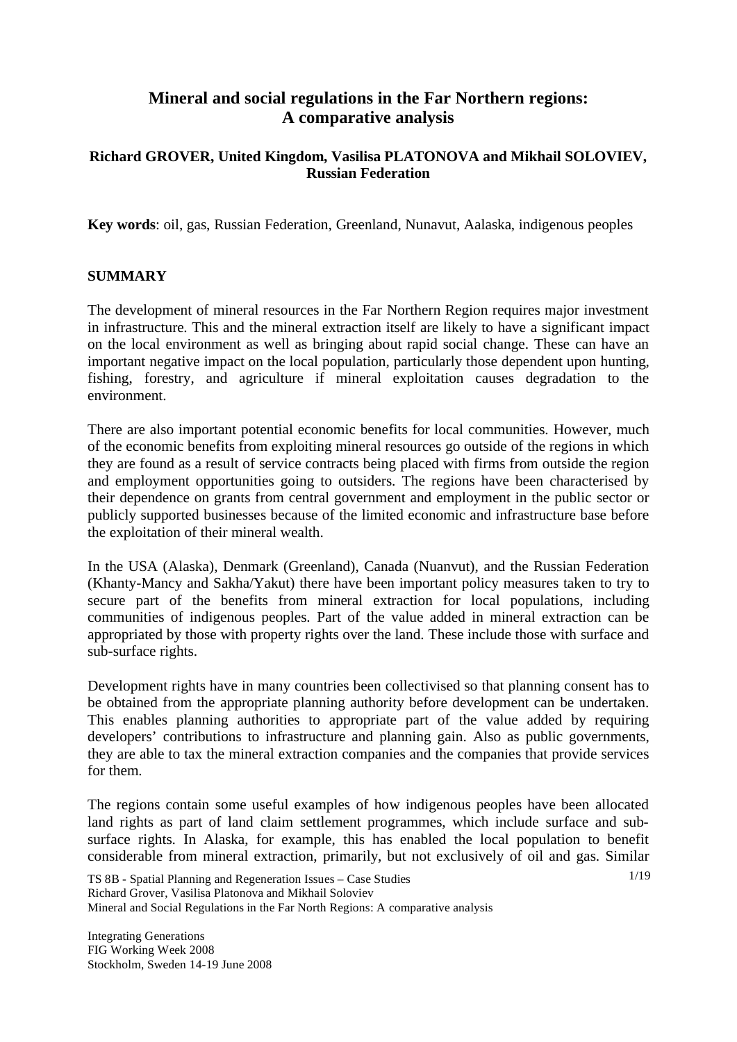# Mineral and social regulations in the Far Northern regions: A comparative analysis

**Richard GROVER, United Kingdom, Vasilisa PLATONOVA and Mikhail SOLOVIEV, Russian Federation**

**Key words**: oil, gas, Russian Federation, Greenland, Nunavut, Aalaska, indigenous peoples

## SUMMARY

The development of mineral resources in the Far Northern Region requires major investment in infrastructure. This and the mineral extraction itself are likely to have a significant impact on the local environment as well as bringing about rapid social change. These can have an important negative impact on the local population, particularly those dependent upon hunting, fishing, forestry, and agriculture if mineral exploitation causes degradation to the environment.

There are also important potential economic benefits for local communities. However, much of the economic benefits from exploiting mineral resources go outside of the regions in which they are found as a result of service contracts being placed with firms from outside the region and employment opportunities going to outsiders. The regions have been characterised by their dependence on grants from central government and employment in the public sector or publicly supported businesses because of the limited economic and infrastructure base before the exploitation of their mineral wealth.

In the USA (Alaska), Denmark (Greenland), Canada (Nuanvut), and the Russian Federation (Khanty-Mancy and Sakha/Yakut) there have been important policy measures taken to try to secure part of the benefits from mineral extraction for local populations, including communities of indigenous peoples. Part of the value added in mineral extraction can be appropriated by those with property rights over the land. These include those with surface and sub-surface rights.

Development rights have in many countries been collectivised so that planning consent has to be obtained from the appropriate planning authority before development can be undertaken. This enables planning authorities to appropriate part of the value added by requiring developers' contributions to infrastructure and planning gain. Also as public governments, they are able to tax the mineral extraction companies and the companies that provide services for them.

The regions contain some useful examples of how indigenous peoples have been allocated land rights as part of land claim settlement programmes, which include surface and sub-surface rights. In Alaska, for example, this has enabled the local population to benefit considerable from mineral extraction, primarily, but not exclusively of oil and gas. Similar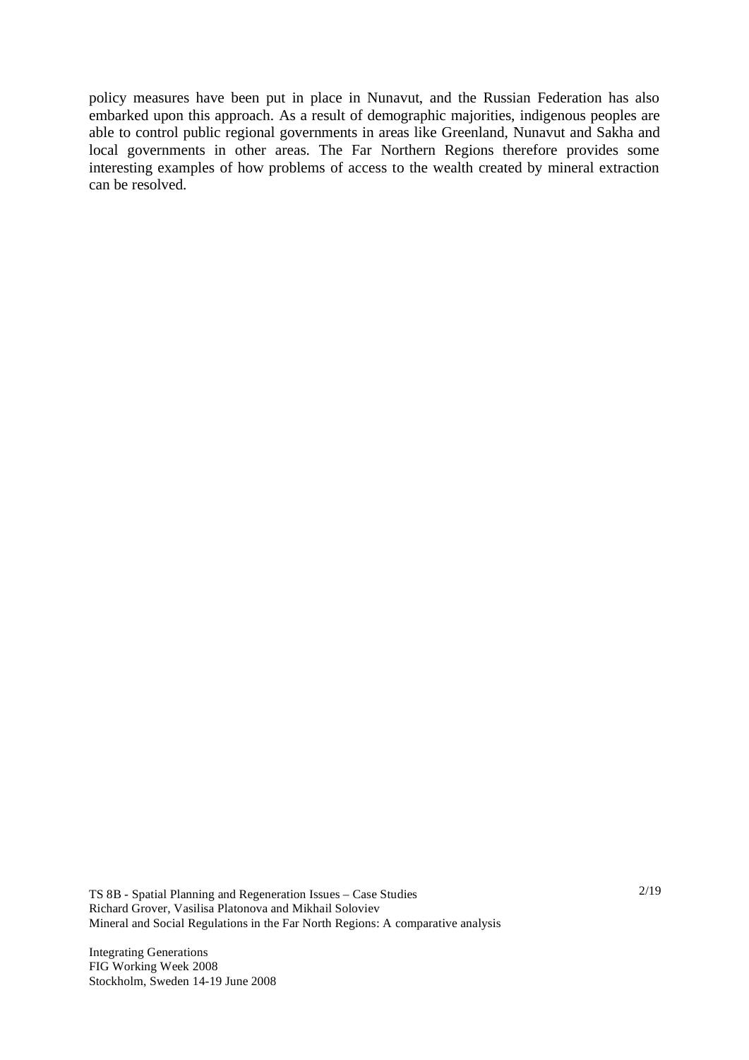policy measures have been put in place in Nunavut, and the Russian Federation has also embarked upon this approach. As a result of demographic majorities, indigenous peoples are able to control public regional governments in areas like Greenland, Nunavut and Sakha and local governments in other areas. The Far Northern Regions therefore provides some interesting examples of how problems of access to the wealth created by mineral extraction can be resolved.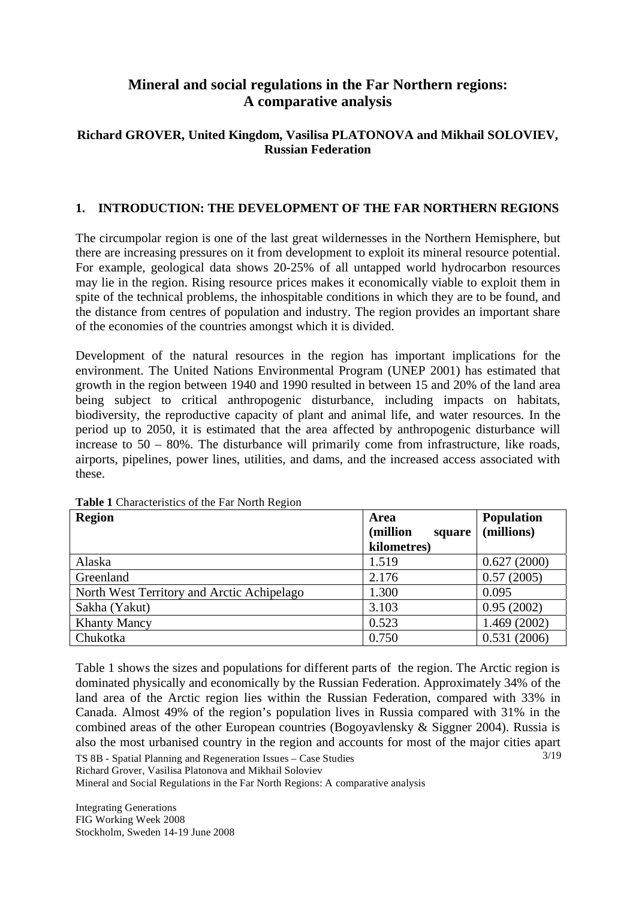# Mineral and social regulations in the Far Northern regions: A comparative analysis

**Richard GROVER, United Kingdom, Vasilisa PLATONOVA and Mikhail SOLOVIEV, Russian Federation**

## 1. INTRODUCTION: THE DEVELOPMENT OF THE FAR NORTHERN REGIONS

The circumpolar region is one of the last great wildernesses in the Northern Hemisphere, but there are increasing pressures on it from development to exploit its mineral resource potential. For example, geological data shows 20-25% of all untapped world hydrocarbon resources may lie in the region. Rising resource prices makes it economically viable to exploit them in spite of the technical problems, the inhospitable conditions in which they are to be found, and the distance from centres of population and industry. The region provides an important share of the economies of the countries amongst which it is divided.

Development of the natural resources in the region has important implications for the environment. The United Nations Environmental Program (UNEP 2001) has estimated that growth in the region between 1940 and 1990 resulted in between 15 and 20% of the land area being subject to critical anthropogenic disturbance, including impacts on habitats, biodiversity, the reproductive capacity of plant and animal life, and water resources. In the period up to 2050, it is estimated that the area affected by anthropogenic disturbance will increase to 50 – 80%. The disturbance will primarily come from infrastructure, like roads, airports, pipelines, power lines, utilities, and dams, and the increased access associated with these.

**Table 1** Characteristics of the Far North Region

| Region | Area (million square kilometres) | Population (millions) |
|---|---|---|
| Alaska | 1.519 | 0.627 (2000) |
| Greenland | 2.176 | 0.57 (2005) |
| North West Territory and Arctic Achipelago | 1.300 | 0.095 |
| Sakha (Yakut) | 3.103 | 0.95 (2002) |
| Khanty Mancy | 0.523 | 1.469 (2002) |
| Chukotka | 0.750 | 0.531 (2006) |

Table 1 shows the sizes and populations for different parts of the region. The Arctic region is dominated physically and economically by the Russian Federation. Approximately 34% of the land area of the Arctic region lies within the Russian Federation, compared with 33% in Canada. Almost 49% of the region's population lives in Russia compared with 31% in the combined areas of the other European countries (Bogoyavlensky & Siggner 2004). Russia is also the most urbanised country in the region and accounts for most of the major cities apart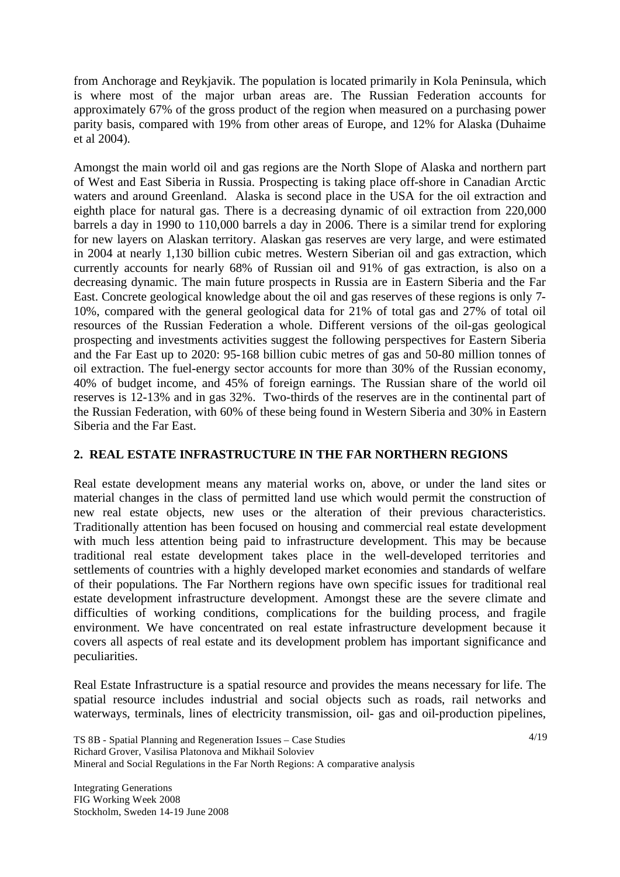from Anchorage and Reykjavik. The population is located primarily in Kola Peninsula, which is where most of the major urban areas are. The Russian Federation accounts for approximately 67% of the gross product of the region when measured on a purchasing power parity basis, compared with 19% from other areas of Europe, and 12% for Alaska (Duhaime et al 2004).

Amongst the main world oil and gas regions are the North Slope of Alaska and northern part of West and East Siberia in Russia. Prospecting is taking place off-shore in Canadian Arctic waters and around Greenland. Alaska is second place in the USA for the oil extraction and eighth place for natural gas. There is a decreasing dynamic of oil extraction from 220,000 barrels a day in 1990 to 110,000 barrels a day in 2006. There is a similar trend for exploring for new layers on Alaskan territory. Alaskan gas reserves are very large, and were estimated in 2004 at nearly 1,130 billion cubic metres. Western Siberian oil and gas extraction, which currently accounts for nearly 68% of Russian oil and 91% of gas extraction, is also on a decreasing dynamic. The main future prospects in Russia are in Eastern Siberia and the Far East. Concrete geological knowledge about the oil and gas reserves of these regions is only 7-10%, compared with the general geological data for 21% of total gas and 27% of total oil resources of the Russian Federation a whole. Different versions of the oil-gas geological prospecting and investments activities suggest the following perspectives for Eastern Siberia and the Far East up to 2020: 95-168 billion cubic metres of gas and 50-80 million tonnes of oil extraction. The fuel-energy sector accounts for more than 30% of the Russian economy, 40% of budget income, and 45% of foreign earnings. The Russian share of the world oil reserves is 12-13% and in gas 32%. Two-thirds of the reserves are in the continental part of the Russian Federation, with 60% of these being found in Western Siberia and 30% in Eastern Siberia and the Far East.

## 2. REAL ESTATE INFRASTRUCTURE IN THE FAR NORTHERN REGIONS

Real estate development means any material works on, above, or under the land sites or material changes in the class of permitted land use which would permit the construction of new real estate objects, new uses or the alteration of their previous characteristics. Traditionally attention has been focused on housing and commercial real estate development with much less attention being paid to infrastructure development. This may be because traditional real estate development takes place in the well-developed territories and settlements of countries with a highly developed market economies and standards of welfare of their populations. The Far Northern regions have own specific issues for traditional real estate development infrastructure development. Amongst these are the severe climate and difficulties of working conditions, complications for the building process, and fragile environment. We have concentrated on real estate infrastructure development because it covers all aspects of real estate and its development problem has important significance and peculiarities.

Real Estate Infrastructure is a spatial resource and provides the means necessary for life. The spatial resource includes industrial and social objects such as roads, rail networks and waterways, terminals, lines of electricity transmission, oil- gas and oil-production pipelines,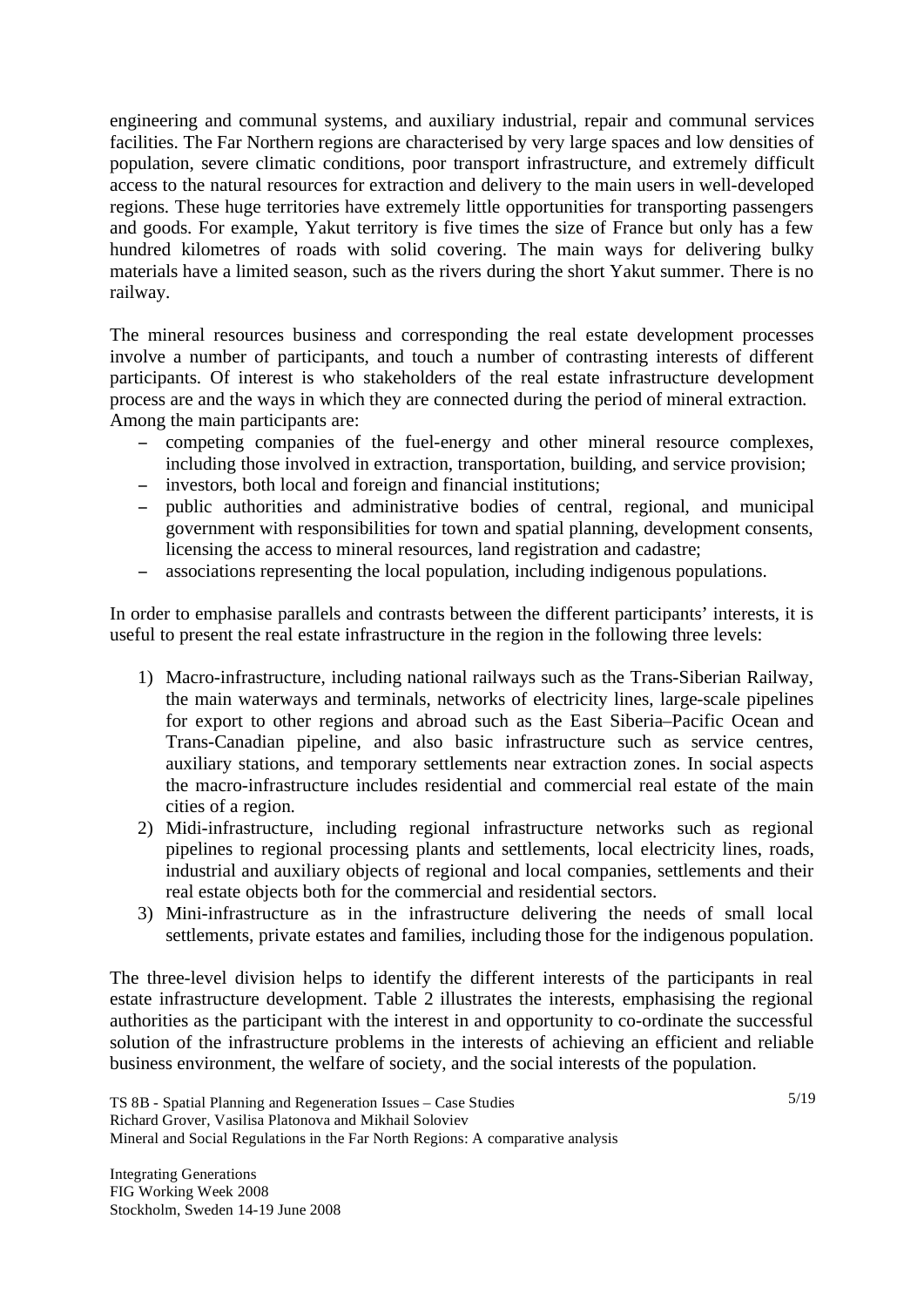engineering and communal systems, and auxiliary industrial, repair and communal services facilities. The Far Northern regions are characterised by very large spaces and low densities of population, severe climatic conditions, poor transport infrastructure, and extremely difficult access to the natural resources for extraction and delivery to the main users in well-developed regions. These huge territories have extremely little opportunities for transporting passengers and goods. For example, Yakut territory is five times the size of France but only has a few hundred kilometres of roads with solid covering. The main ways for delivering bulky materials have a limited season, such as the rivers during the short Yakut summer. There is no railway.

The mineral resources business and corresponding the real estate development processes involve a number of participants, and touch a number of contrasting interests of different participants. Of interest is who stakeholders of the real estate infrastructure development process are and the ways in which they are connected during the period of mineral extraction. Among the main participants are:

- competing companies of the fuel-energy and other mineral resource complexes, including those involved in extraction, transportation, building, and service provision;
- investors, both local and foreign and financial institutions;
- public authorities and administrative bodies of central, regional, and municipal government with responsibilities for town and spatial planning, development consents, licensing the access to mineral resources, land registration and cadastre;
- associations representing the local population, including indigenous populations.

In order to emphasise parallels and contrasts between the different participants' interests, it is useful to present the real estate infrastructure in the region in the following three levels:

1) Macro-infrastructure, including national railways such as the Trans-Siberian Railway, the main waterways and terminals, networks of electricity lines, large-scale pipelines for export to other regions and abroad such as the East Siberia–Pacific Ocean and Trans-Canadian pipeline, and also basic infrastructure such as service centres, auxiliary stations, and temporary settlements near extraction zones. In social aspects the macro-infrastructure includes residential and commercial real estate of the main cities of a region.
2) Midi-infrastructure, including regional infrastructure networks such as regional pipelines to regional processing plants and settlements, local electricity lines, roads, industrial and auxiliary objects of regional and local companies, settlements and their real estate objects both for the commercial and residential sectors.
3) Mini-infrastructure as in the infrastructure delivering the needs of small local settlements, private estates and families, including those for the indigenous population.

The three-level division helps to identify the different interests of the participants in real estate infrastructure development. Table 2 illustrates the interests, emphasising the regional authorities as the participant with the interest in and opportunity to co-ordinate the successful solution of the infrastructure problems in the interests of achieving an efficient and reliable business environment, the welfare of society, and the social interests of the population.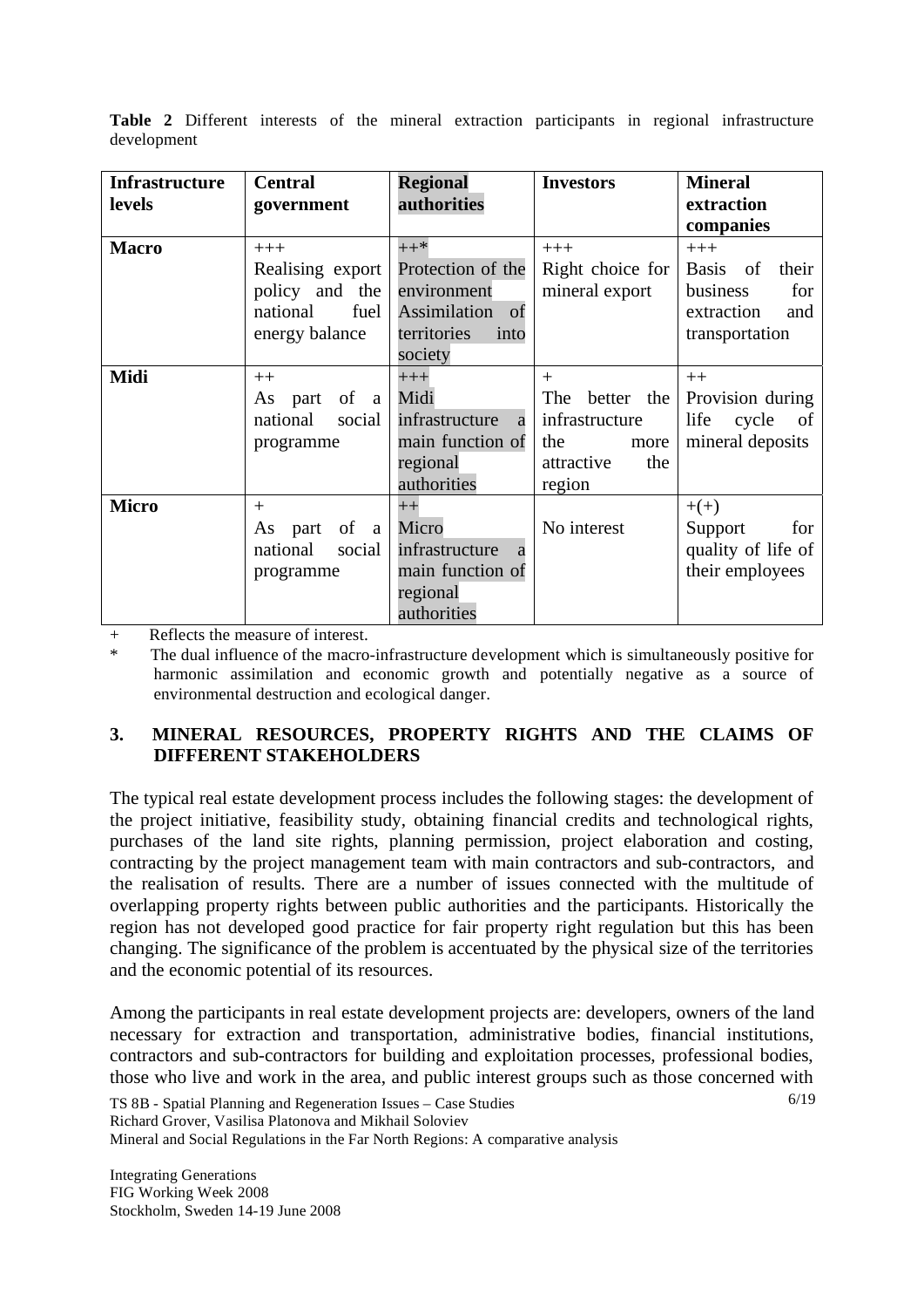**Table 2** Different interests of the mineral extraction participants in regional infrastructure development

| Infrastructure levels | Central government | Regional authorities | Investors | Mineral extraction companies |
|---|---|---|---|---|
| **Macro** | +++ Realising export policy and the national fuel energy balance | ++* Protection of the environment Assimilation of territories into society | +++ Right choice for mineral export | +++ Basis of their business for extraction and transportation |
| **Midi** | ++ As part of a national social programme | +++ Midi infrastructure a main function of regional authorities | + The better the infrastructure the more attractive the region | ++ Provision during life cycle of mineral deposits |
| **Micro** | + As part of a national social programme | ++ Micro infrastructure a main function of regional authorities | No interest | +(+) Support for quality of life of their employees |

\+ Reflects the measure of interest.

\* The dual influence of the macro-infrastructure development which is simultaneously positive for harmonic assimilation and economic growth and potentially negative as a source of environmental destruction and ecological danger.

## 3. MINERAL RESOURCES, PROPERTY RIGHTS AND THE CLAIMS OF DIFFERENT STAKEHOLDERS

The typical real estate development process includes the following stages: the development of the project initiative, feasibility study, obtaining financial credits and technological rights, purchases of the land site rights, planning permission, project elaboration and costing, contracting by the project management team with main contractors and sub-contractors, and the realisation of results. There are a number of issues connected with the multitude of overlapping property rights between public authorities and the participants. Historically the region has not developed good practice for fair property right regulation but this has been changing. The significance of the problem is accentuated by the physical size of the territories and the economic potential of its resources.

Among the participants in real estate development projects are: developers, owners of the land necessary for extraction and transportation, administrative bodies, financial institutions, contractors and sub-contractors for building and exploitation processes, professional bodies, those who live and work in the area, and public interest groups such as those concerned with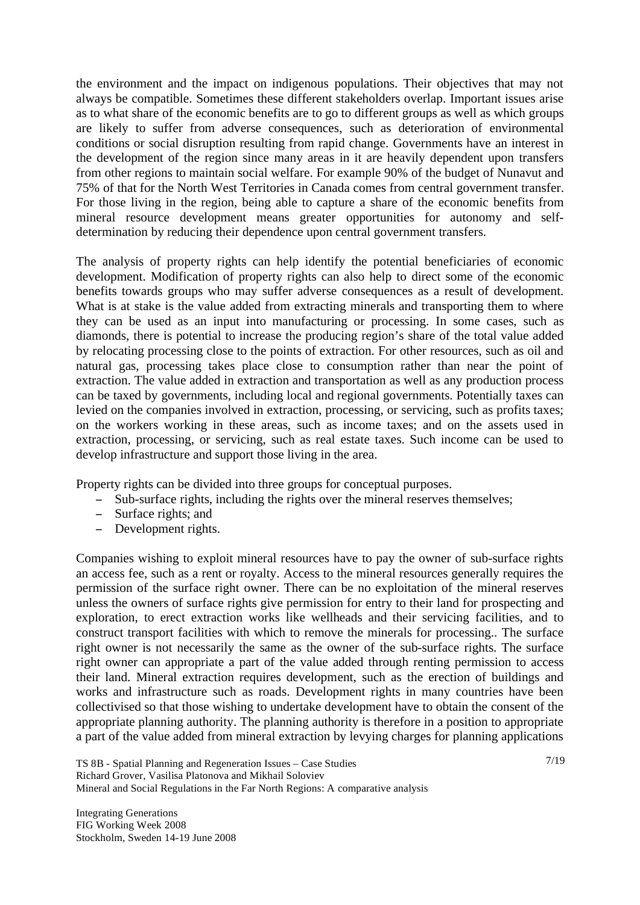the environment and the impact on indigenous populations. Their objectives that may not always be compatible. Sometimes these different stakeholders overlap. Important issues arise as to what share of the economic benefits are to go to different groups as well as which groups are likely to suffer from adverse consequences, such as deterioration of environmental conditions or social disruption resulting from rapid change. Governments have an interest in the development of the region since many areas in it are heavily dependent upon transfers from other regions to maintain social welfare. For example 90% of the budget of Nunavut and 75% of that for the North West Territories in Canada comes from central government transfer. For those living in the region, being able to capture a share of the economic benefits from mineral resource development means greater opportunities for autonomy and self-determination by reducing their dependence upon central government transfers.

The analysis of property rights can help identify the potential beneficiaries of economic development. Modification of property rights can also help to direct some of the economic benefits towards groups who may suffer adverse consequences as a result of development. What is at stake is the value added from extracting minerals and transporting them to where they can be used as an input into manufacturing or processing. In some cases, such as diamonds, there is potential to increase the producing region's share of the total value added by relocating processing close to the points of extraction. For other resources, such as oil and natural gas, processing takes place close to consumption rather than near the point of extraction. The value added in extraction and transportation as well as any production process can be taxed by governments, including local and regional governments. Potentially taxes can levied on the companies involved in extraction, processing, or servicing, such as profits taxes; on the workers working in these areas, such as income taxes; and on the assets used in extraction, processing, or servicing, such as real estate taxes. Such income can be used to develop infrastructure and support those living in the area.

Property rights can be divided into three groups for conceptual purposes.

- Sub-surface rights, including the rights over the mineral reserves themselves;
- Surface rights; and
- Development rights.

Companies wishing to exploit mineral resources have to pay the owner of sub-surface rights an access fee, such as a rent or royalty. Access to the mineral resources generally requires the permission of the surface right owner. There can be no exploitation of the mineral reserves unless the owners of surface rights give permission for entry to their land for prospecting and exploration, to erect extraction works like wellheads and their servicing facilities, and to construct transport facilities with which to remove the minerals for processing.. The surface right owner is not necessarily the same as the owner of the sub-surface rights. The surface right owner can appropriate a part of the value added through renting permission to access their land. Mineral extraction requires development, such as the erection of buildings and works and infrastructure such as roads. Development rights in many countries have been collectivised so that those wishing to undertake development have to obtain the consent of the appropriate planning authority. The planning authority is therefore in a position to appropriate a part of the value added from mineral extraction by levying charges for planning applications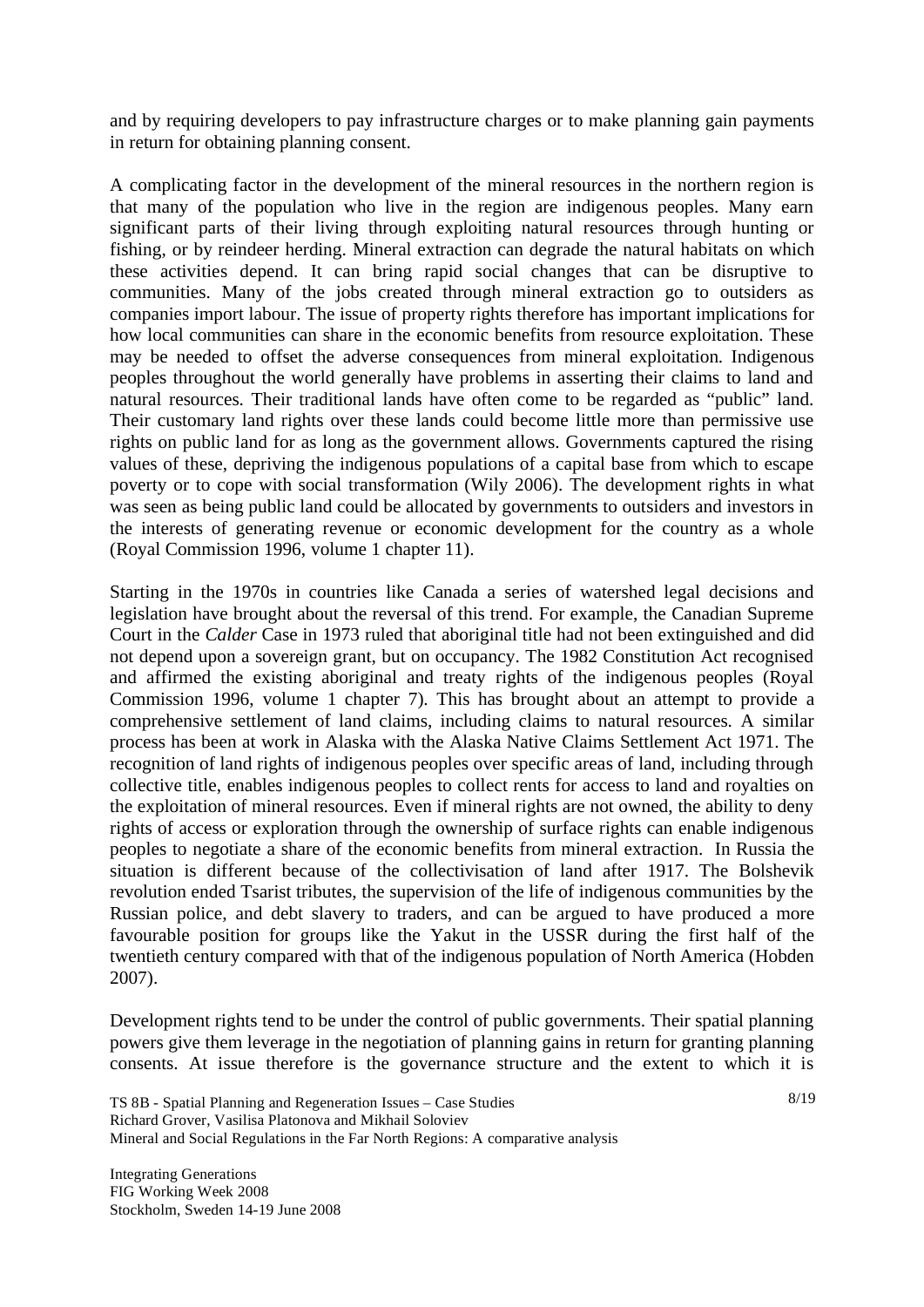and by requiring developers to pay infrastructure charges or to make planning gain payments in return for obtaining planning consent.

A complicating factor in the development of the mineral resources in the northern region is that many of the population who live in the region are indigenous peoples. Many earn significant parts of their living through exploiting natural resources through hunting or fishing, or by reindeer herding. Mineral extraction can degrade the natural habitats on which these activities depend. It can bring rapid social changes that can be disruptive to communities. Many of the jobs created through mineral extraction go to outsiders as companies import labour. The issue of property rights therefore has important implications for how local communities can share in the economic benefits from resource exploitation. These may be needed to offset the adverse consequences from mineral exploitation. Indigenous peoples throughout the world generally have problems in asserting their claims to land and natural resources. Their traditional lands have often come to be regarded as "public" land. Their customary land rights over these lands could become little more than permissive use rights on public land for as long as the government allows. Governments captured the rising values of these, depriving the indigenous populations of a capital base from which to escape poverty or to cope with social transformation (Wily 2006). The development rights in what was seen as being public land could be allocated by governments to outsiders and investors in the interests of generating revenue or economic development for the country as a whole (Royal Commission 1996, volume 1 chapter 11).

Starting in the 1970s in countries like Canada a series of watershed legal decisions and legislation have brought about the reversal of this trend. For example, the Canadian Supreme Court in the *Calder* Case in 1973 ruled that aboriginal title had not been extinguished and did not depend upon a sovereign grant, but on occupancy. The 1982 Constitution Act recognised and affirmed the existing aboriginal and treaty rights of the indigenous peoples (Royal Commission 1996, volume 1 chapter 7). This has brought about an attempt to provide a comprehensive settlement of land claims, including claims to natural resources. A similar process has been at work in Alaska with the Alaska Native Claims Settlement Act 1971. The recognition of land rights of indigenous peoples over specific areas of land, including through collective title, enables indigenous peoples to collect rents for access to land and royalties on the exploitation of mineral resources. Even if mineral rights are not owned, the ability to deny rights of access or exploration through the ownership of surface rights can enable indigenous peoples to negotiate a share of the economic benefits from mineral extraction. In Russia the situation is different because of the collectivisation of land after 1917. The Bolshevik revolution ended Tsarist tributes, the supervision of the life of indigenous communities by the Russian police, and debt slavery to traders, and can be argued to have produced a more favourable position for groups like the Yakut in the USSR during the first half of the twentieth century compared with that of the indigenous population of North America (Hobden 2007).

Development rights tend to be under the control of public governments. Their spatial planning powers give them leverage in the negotiation of planning gains in return for granting planning consents. At issue therefore is the governance structure and the extent to which it is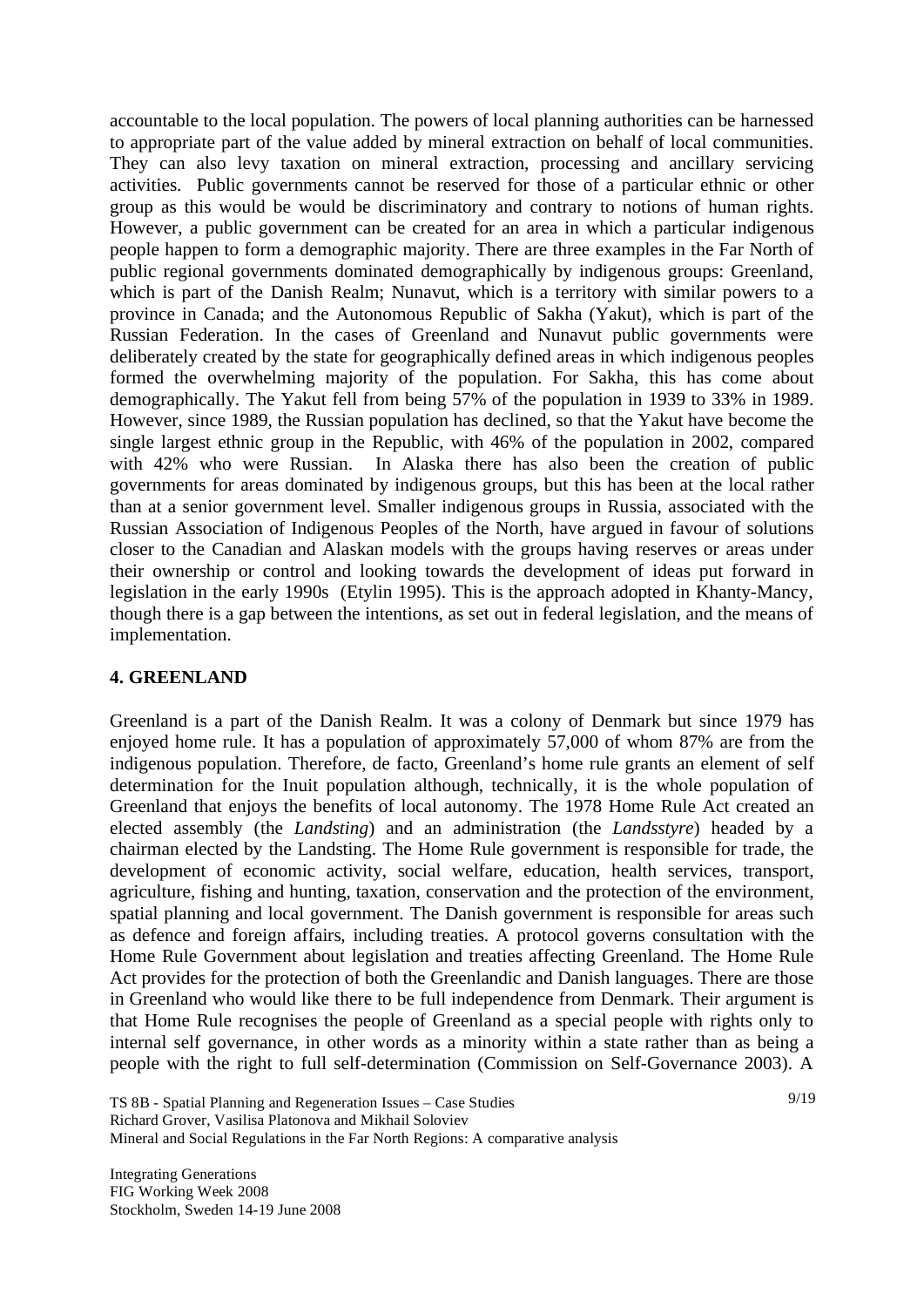accountable to the local population. The powers of local planning authorities can be harnessed to appropriate part of the value added by mineral extraction on behalf of local communities. They can also levy taxation on mineral extraction, processing and ancillary servicing activities. Public governments cannot be reserved for those of a particular ethnic or other group as this would be would be discriminatory and contrary to notions of human rights. However, a public government can be created for an area in which a particular indigenous people happen to form a demographic majority. There are three examples in the Far North of public regional governments dominated demographically by indigenous groups: Greenland, which is part of the Danish Realm; Nunavut, which is a territory with similar powers to a province in Canada; and the Autonomous Republic of Sakha (Yakut), which is part of the Russian Federation. In the cases of Greenland and Nunavut public governments were deliberately created by the state for geographically defined areas in which indigenous peoples formed the overwhelming majority of the population. For Sakha, this has come about demographically. The Yakut fell from being 57% of the population in 1939 to 33% in 1989. However, since 1989, the Russian population has declined, so that the Yakut have become the single largest ethnic group in the Republic, with 46% of the population in 2002, compared with 42% who were Russian. In Alaska there has also been the creation of public governments for areas dominated by indigenous groups, but this has been at the local rather than at a senior government level. Smaller indigenous groups in Russia, associated with the Russian Association of Indigenous Peoples of the North, have argued in favour of solutions closer to the Canadian and Alaskan models with the groups having reserves or areas under their ownership or control and looking towards the development of ideas put forward in legislation in the early 1990s (Etylin 1995). This is the approach adopted in Khanty-Mancy, though there is a gap between the intentions, as set out in federal legislation, and the means of implementation.

## 4. GREENLAND

Greenland is a part of the Danish Realm. It was a colony of Denmark but since 1979 has enjoyed home rule. It has a population of approximately 57,000 of whom 87% are from the indigenous population. Therefore, de facto, Greenland's home rule grants an element of self determination for the Inuit population although, technically, it is the whole population of Greenland that enjoys the benefits of local autonomy. The 1978 Home Rule Act created an elected assembly (the *Landsting*) and an administration (the *Landsstyre*) headed by a chairman elected by the Landsting. The Home Rule government is responsible for trade, the development of economic activity, social welfare, education, health services, transport, agriculture, fishing and hunting, taxation, conservation and the protection of the environment, spatial planning and local government. The Danish government is responsible for areas such as defence and foreign affairs, including treaties. A protocol governs consultation with the Home Rule Government about legislation and treaties affecting Greenland. The Home Rule Act provides for the protection of both the Greenlandic and Danish languages. There are those in Greenland who would like there to be full independence from Denmark. Their argument is that Home Rule recognises the people of Greenland as a special people with rights only to internal self governance, in other words as a minority within a state rather than as being a people with the right to full self-determination (Commission on Self-Governance 2003). A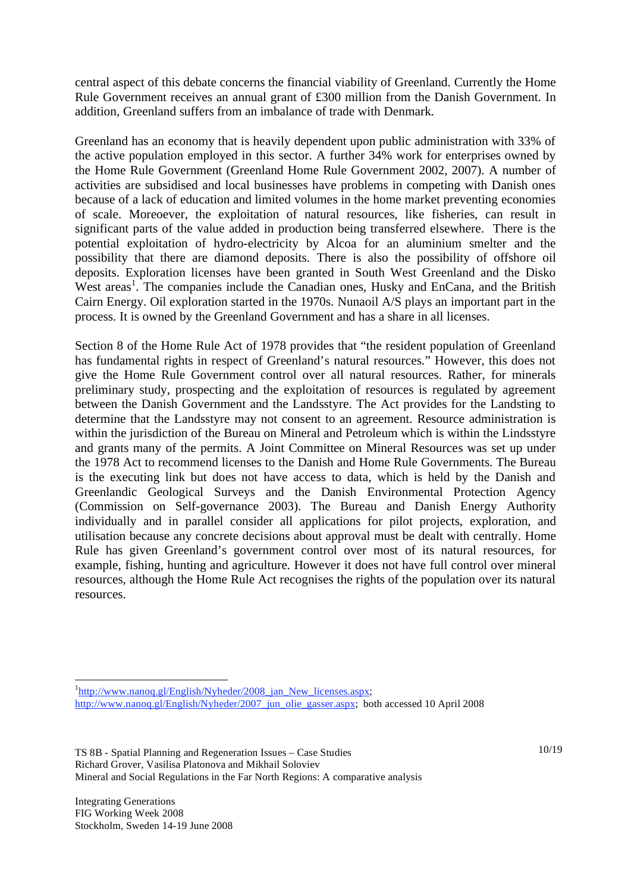central aspect of this debate concerns the financial viability of Greenland. Currently the Home Rule Government receives an annual grant of £300 million from the Danish Government. In addition, Greenland suffers from an imbalance of trade with Denmark.

Greenland has an economy that is heavily dependent upon public administration with 33% of the active population employed in this sector. A further 34% work for enterprises owned by the Home Rule Government (Greenland Home Rule Government 2002, 2007). A number of activities are subsidised and local businesses have problems in competing with Danish ones because of a lack of education and limited volumes in the home market preventing economies of scale. Moreoever, the exploitation of natural resources, like fisheries, can result in significant parts of the value added in production being transferred elsewhere. There is the potential exploitation of hydro-electricity by Alcoa for an aluminium smelter and the possibility that there are diamond deposits. There is also the possibility of offshore oil deposits. Exploration licenses have been granted in South West Greenland and the Disko West areas[1]. The companies include the Canadian ones, Husky and EnCana, and the British Cairn Energy. Oil exploration started in the 1970s. Nunaoil A/S plays an important part in the process. It is owned by the Greenland Government and has a share in all licenses.

Section 8 of the Home Rule Act of 1978 provides that "the resident population of Greenland has fundamental rights in respect of Greenland's natural resources." However, this does not give the Home Rule Government control over all natural resources. Rather, for minerals preliminary study, prospecting and the exploitation of resources is regulated by agreement between the Danish Government and the Landsstyre. The Act provides for the Landsting to determine that the Landsstyre may not consent to an agreement. Resource administration is within the jurisdiction of the Bureau on Mineral and Petroleum which is within the Lindsstyre and grants many of the permits. A Joint Committee on Mineral Resources was set up under the 1978 Act to recommend licenses to the Danish and Home Rule Governments. The Bureau is the executing link but does not have access to data, which is held by the Danish and Greenlandic Geological Surveys and the Danish Environmental Protection Agency (Commission on Self-governance 2003). The Bureau and Danish Energy Authority individually and in parallel consider all applications for pilot projects, exploration, and utilisation because any concrete decisions about approval must be dealt with centrally. Home Rule has given Greenland's government control over most of its natural resources, for example, fishing, hunting and agriculture. However it does not have full control over mineral resources, although the Home Rule Act recognises the rights of the population over its natural resources.

---

[1] http://www.nanoq.gl/English/Nyheder/2008_jan_New_licenses.aspx; http://www.nanoq.gl/English/Nyheder/2007_jun_olie_gasser.aspx; both accessed 10 April 2008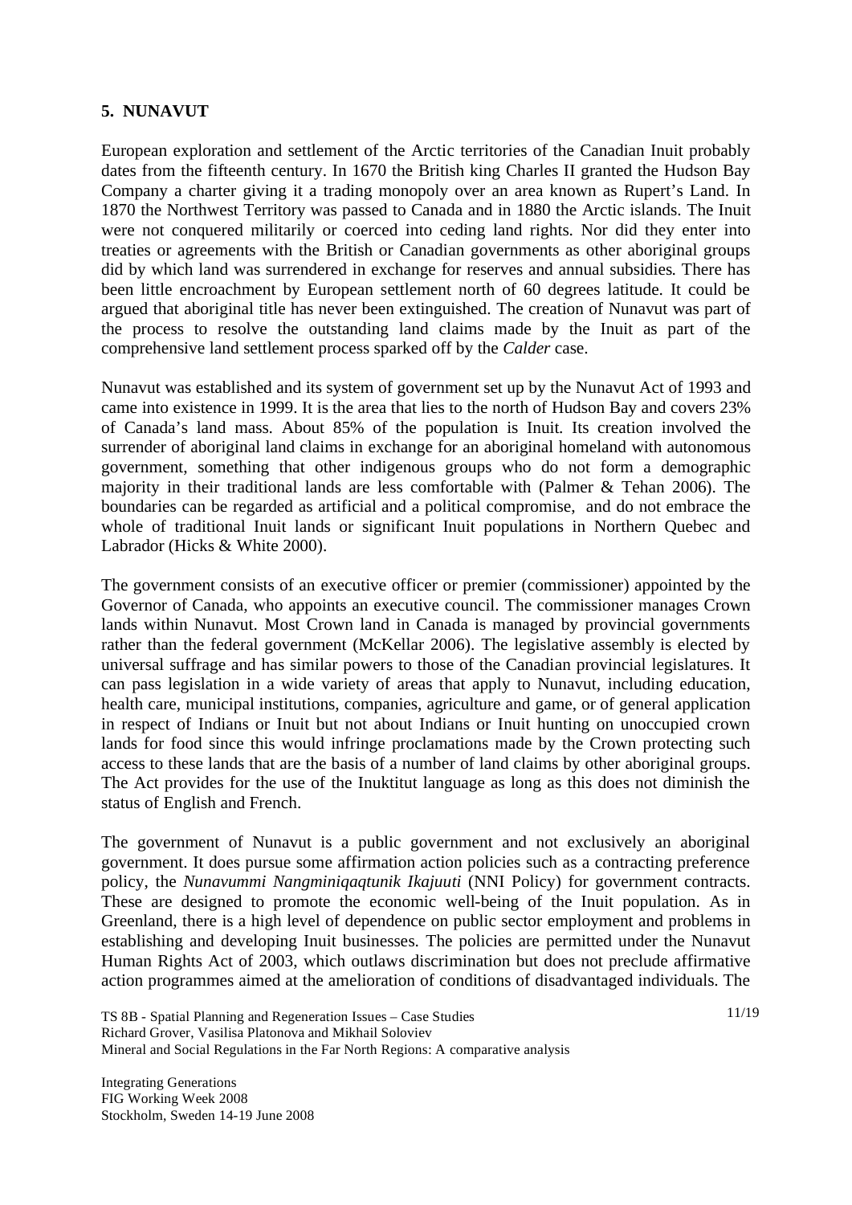## 5. NUNAVUT

European exploration and settlement of the Arctic territories of the Canadian Inuit probably dates from the fifteenth century. In 1670 the British king Charles II granted the Hudson Bay Company a charter giving it a trading monopoly over an area known as Rupert's Land. In 1870 the Northwest Territory was passed to Canada and in 1880 the Arctic islands. The Inuit were not conquered militarily or coerced into ceding land rights. Nor did they enter into treaties or agreements with the British or Canadian governments as other aboriginal groups did by which land was surrendered in exchange for reserves and annual subsidies. There has been little encroachment by European settlement north of 60 degrees latitude. It could be argued that aboriginal title has never been extinguished. The creation of Nunavut was part of the process to resolve the outstanding land claims made by the Inuit as part of the comprehensive land settlement process sparked off by the *Calder* case.

Nunavut was established and its system of government set up by the Nunavut Act of 1993 and came into existence in 1999. It is the area that lies to the north of Hudson Bay and covers 23% of Canada's land mass. About 85% of the population is Inuit. Its creation involved the surrender of aboriginal land claims in exchange for an aboriginal homeland with autonomous government, something that other indigenous groups who do not form a demographic majority in their traditional lands are less comfortable with (Palmer & Tehan 2006). The boundaries can be regarded as artificial and a political compromise, and do not embrace the whole of traditional Inuit lands or significant Inuit populations in Northern Quebec and Labrador (Hicks & White 2000).

The government consists of an executive officer or premier (commissioner) appointed by the Governor of Canada, who appoints an executive council. The commissioner manages Crown lands within Nunavut. Most Crown land in Canada is managed by provincial governments rather than the federal government (McKellar 2006). The legislative assembly is elected by universal suffrage and has similar powers to those of the Canadian provincial legislatures. It can pass legislation in a wide variety of areas that apply to Nunavut, including education, health care, municipal institutions, companies, agriculture and game, or of general application in respect of Indians or Inuit but not about Indians or Inuit hunting on unoccupied crown lands for food since this would infringe proclamations made by the Crown protecting such access to these lands that are the basis of a number of land claims by other aboriginal groups. The Act provides for the use of the Inuktitut language as long as this does not diminish the status of English and French.

The government of Nunavut is a public government and not exclusively an aboriginal government. It does pursue some affirmation action policies such as a contracting preference policy, the *Nunavummi Nangminiqaqtunik Ikajuuti* (NNI Policy) for government contracts. These are designed to promote the economic well-being of the Inuit population. As in Greenland, there is a high level of dependence on public sector employment and problems in establishing and developing Inuit businesses. The policies are permitted under the Nunavut Human Rights Act of 2003, which outlaws discrimination but does not preclude affirmative action programmes aimed at the amelioration of conditions of disadvantaged individuals. The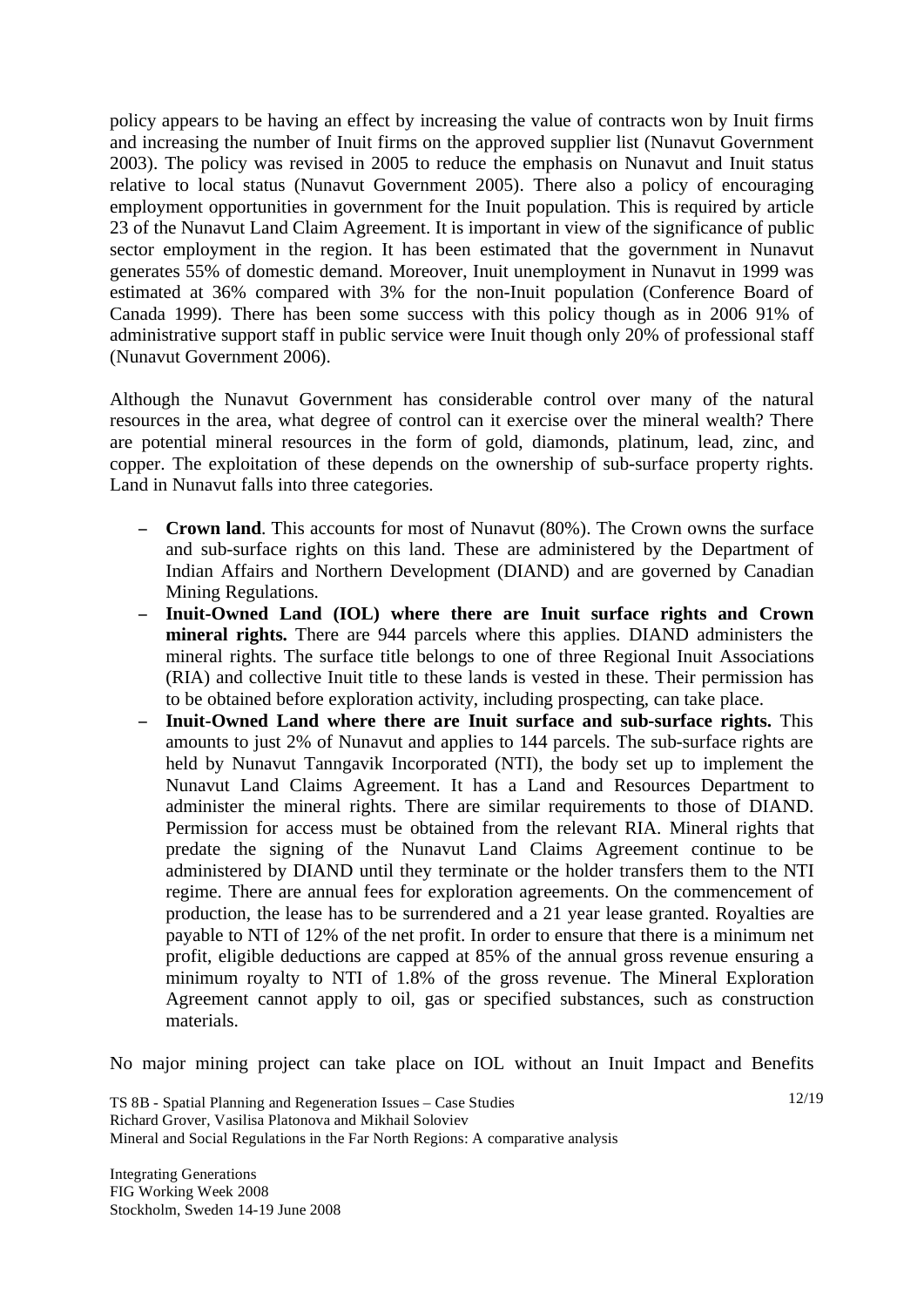policy appears to be having an effect by increasing the value of contracts won by Inuit firms and increasing the number of Inuit firms on the approved supplier list (Nunavut Government 2003). The policy was revised in 2005 to reduce the emphasis on Nunavut and Inuit status relative to local status (Nunavut Government 2005). There also a policy of encouraging employment opportunities in government for the Inuit population. This is required by article 23 of the Nunavut Land Claim Agreement. It is important in view of the significance of public sector employment in the region. It has been estimated that the government in Nunavut generates 55% of domestic demand. Moreover, Inuit unemployment in Nunavut in 1999 was estimated at 36% compared with 3% for the non-Inuit population (Conference Board of Canada 1999). There has been some success with this policy though as in 2006 91% of administrative support staff in public service were Inuit though only 20% of professional staff (Nunavut Government 2006).

Although the Nunavut Government has considerable control over many of the natural resources in the area, what degree of control can it exercise over the mineral wealth? There are potential mineral resources in the form of gold, diamonds, platinum, lead, zinc, and copper. The exploitation of these depends on the ownership of sub-surface property rights. Land in Nunavut falls into three categories.

- **Crown land**. This accounts for most of Nunavut (80%). The Crown owns the surface and sub-surface rights on this land. These are administered by the Department of Indian Affairs and Northern Development (DIAND) and are governed by Canadian Mining Regulations.
- **Inuit-Owned Land (IOL) where there are Inuit surface rights and Crown mineral rights.** There are 944 parcels where this applies. DIAND administers the mineral rights. The surface title belongs to one of three Regional Inuit Associations (RIA) and collective Inuit title to these lands is vested in these. Their permission has to be obtained before exploration activity, including prospecting, can take place.
- **Inuit-Owned Land where there are Inuit surface and sub-surface rights.** This amounts to just 2% of Nunavut and applies to 144 parcels. The sub-surface rights are held by Nunavut Tanngavik Incorporated (NTI), the body set up to implement the Nunavut Land Claims Agreement. It has a Land and Resources Department to administer the mineral rights. There are similar requirements to those of DIAND. Permission for access must be obtained from the relevant RIA. Mineral rights that predate the signing of the Nunavut Land Claims Agreement continue to be administered by DIAND until they terminate or the holder transfers them to the NTI regime. There are annual fees for exploration agreements. On the commencement of production, the lease has to be surrendered and a 21 year lease granted. Royalties are payable to NTI of 12% of the net profit. In order to ensure that there is a minimum net profit, eligible deductions are capped at 85% of the annual gross revenue ensuring a minimum royalty to NTI of 1.8% of the gross revenue. The Mineral Exploration Agreement cannot apply to oil, gas or specified substances, such as construction materials.

No major mining project can take place on IOL without an Inuit Impact and Benefits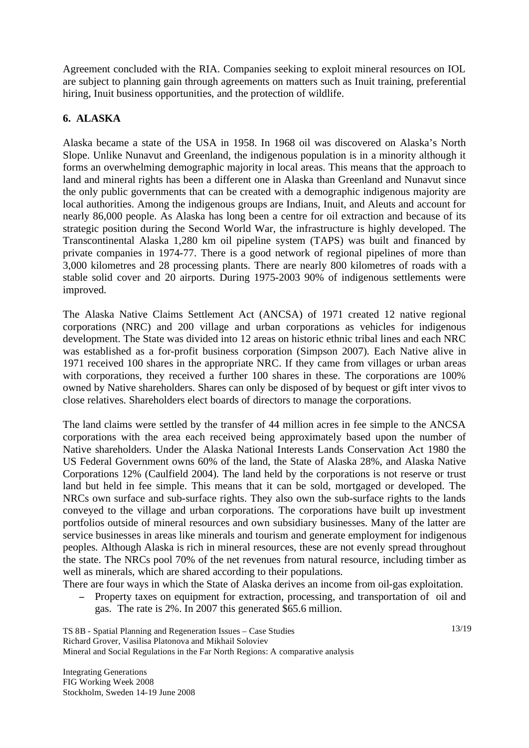Agreement concluded with the RIA. Companies seeking to exploit mineral resources on IOL are subject to planning gain through agreements on matters such as Inuit training, preferential hiring, Inuit business opportunities, and the protection of wildlife.

## 6. ALASKA

Alaska became a state of the USA in 1958. In 1968 oil was discovered on Alaska's North Slope. Unlike Nunavut and Greenland, the indigenous population is in a minority although it forms an overwhelming demographic majority in local areas. This means that the approach to land and mineral rights has been a different one in Alaska than Greenland and Nunavut since the only public governments that can be created with a demographic indigenous majority are local authorities. Among the indigenous groups are Indians, Inuit, and Aleuts and account for nearly 86,000 people. As Alaska has long been a centre for oil extraction and because of its strategic position during the Second World War, the infrastructure is highly developed. The Transcontinental Alaska 1,280 km oil pipeline system (TAPS) was built and financed by private companies in 1974-77. There is a good network of regional pipelines of more than 3,000 kilometres and 28 processing plants. There are nearly 800 kilometres of roads with a stable solid cover and 20 airports. During 1975-2003 90% of indigenous settlements were improved.

The Alaska Native Claims Settlement Act (ANCSA) of 1971 created 12 native regional corporations (NRC) and 200 village and urban corporations as vehicles for indigenous development. The State was divided into 12 areas on historic ethnic tribal lines and each NRC was established as a for-profit business corporation (Simpson 2007). Each Native alive in 1971 received 100 shares in the appropriate NRC. If they came from villages or urban areas with corporations, they received a further 100 shares in these. The corporations are 100% owned by Native shareholders. Shares can only be disposed of by bequest or gift inter vivos to close relatives. Shareholders elect boards of directors to manage the corporations.

The land claims were settled by the transfer of 44 million acres in fee simple to the ANCSA corporations with the area each received being approximately based upon the number of Native shareholders. Under the Alaska National Interests Lands Conservation Act 1980 the US Federal Government owns 60% of the land, the State of Alaska 28%, and Alaska Native Corporations 12% (Caulfield 2004). The land held by the corporations is not reserve or trust land but held in fee simple. This means that it can be sold, mortgaged or developed. The NRCs own surface and sub-surface rights. They also own the sub-surface rights to the lands conveyed to the village and urban corporations. The corporations have built up investment portfolios outside of mineral resources and own subsidiary businesses. Many of the latter are service businesses in areas like minerals and tourism and generate employment for indigenous peoples. Although Alaska is rich in mineral resources, these are not evenly spread throughout the state. The NRCs pool 70% of the net revenues from natural resource, including timber as well as minerals, which are shared according to their populations.

There are four ways in which the State of Alaska derives an income from oil-gas exploitation.

- Property taxes on equipment for extraction, processing, and transportation of oil and gas. The rate is 2%. In 2007 this generated $65.6 million.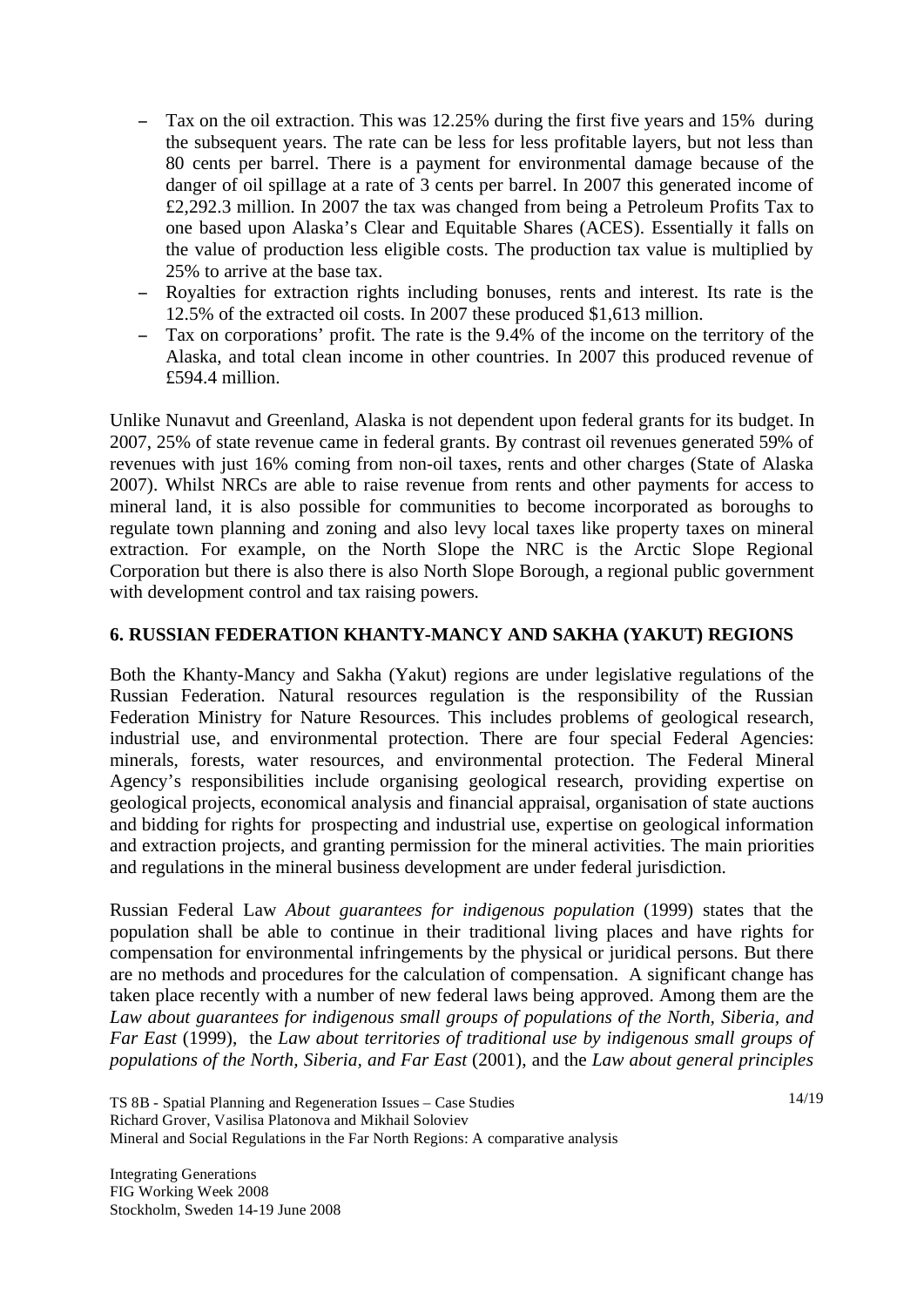- Tax on the oil extraction. This was 12.25% during the first five years and 15% during the subsequent years. The rate can be less for less profitable layers, but not less than 80 cents per barrel. There is a payment for environmental damage because of the danger of oil spillage at a rate of 3 cents per barrel. In 2007 this generated income of £2,292.3 million. In 2007 the tax was changed from being a Petroleum Profits Tax to one based upon Alaska's Clear and Equitable Shares (ACES). Essentially it falls on the value of production less eligible costs. The production tax value is multiplied by 25% to arrive at the base tax.
- Royalties for extraction rights including bonuses, rents and interest. Its rate is the 12.5% of the extracted oil costs. In 2007 these produced $1,613 million.
- Tax on corporations' profit. The rate is the 9.4% of the income on the territory of the Alaska, and total clean income in other countries. In 2007 this produced revenue of £594.4 million.

Unlike Nunavut and Greenland, Alaska is not dependent upon federal grants for its budget. In 2007, 25% of state revenue came in federal grants. By contrast oil revenues generated 59% of revenues with just 16% coming from non-oil taxes, rents and other charges (State of Alaska 2007). Whilst NRCs are able to raise revenue from rents and other payments for access to mineral land, it is also possible for communities to become incorporated as boroughs to regulate town planning and zoning and also levy local taxes like property taxes on mineral extraction. For example, on the North Slope the NRC is the Arctic Slope Regional Corporation but there is also there is also North Slope Borough, a regional public government with development control and tax raising powers.

## 6. RUSSIAN FEDERATION KHANTY-MANCY AND SAKHA (YAKUT) REGIONS

Both the Khanty-Mancy and Sakha (Yakut) regions are under legislative regulations of the Russian Federation. Natural resources regulation is the responsibility of the Russian Federation Ministry for Nature Resources. This includes problems of geological research, industrial use, and environmental protection. There are four special Federal Agencies: minerals, forests, water resources, and environmental protection. The Federal Mineral Agency's responsibilities include organising geological research, providing expertise on geological projects, economical analysis and financial appraisal, organisation of state auctions and bidding for rights for prospecting and industrial use, expertise on geological information and extraction projects, and granting permission for the mineral activities. The main priorities and regulations in the mineral business development are under federal jurisdiction.

Russian Federal Law *About guarantees for indigenous population* (1999) states that the population shall be able to continue in their traditional living places and have rights for compensation for environmental infringements by the physical or juridical persons. But there are no methods and procedures for the calculation of compensation. A significant change has taken place recently with a number of new federal laws being approved. Among them are the *Law about guarantees for indigenous small groups of populations of the North, Siberia, and Far East* (1999), the *Law about territories of traditional use by indigenous small groups of populations of the North, Siberia, and Far East* (2001), and the *Law about general principles*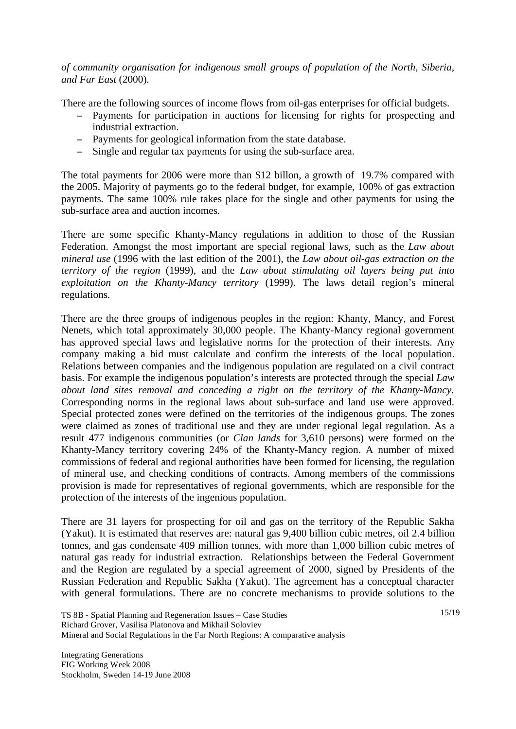*of community organisation for indigenous small groups of population of the North, Siberia, and Far East* (2000).

There are the following sources of income flows from oil-gas enterprises for official budgets.

- Payments for participation in auctions for licensing for rights for prospecting and industrial extraction.
- Payments for geological information from the state database.
- Single and regular tax payments for using the sub-surface area.

The total payments for 2006 were more than \$12 billon, a growth of 19.7% compared with the 2005. Majority of payments go to the federal budget, for example, 100% of gas extraction payments. The same 100% rule takes place for the single and other payments for using the sub-surface area and auction incomes.

There are some specific Khanty-Mancy regulations in addition to those of the Russian Federation. Amongst the most important are special regional laws, such as the *Law about mineral use* (1996 with the last edition of the 2001), the *Law about oil-gas extraction on the territory of the region* (1999), and the *Law about stimulating oil layers being put into exploitation on the Khanty-Mancy territory* (1999). The laws detail region's mineral regulations.

There are the three groups of indigenous peoples in the region: Khanty, Mancy, and Forest Nenets, which total approximately 30,000 people. The Khanty-Mancy regional government has approved special laws and legislative norms for the protection of their interests. Any company making a bid must calculate and confirm the interests of the local population. Relations between companies and the indigenous population are regulated on a civil contract basis. For example the indigenous population's interests are protected through the special *Law about land sites removal and conceding a right on the territory of the Khanty-Mancy*. Corresponding norms in the regional laws about sub-surface and land use were approved. Special protected zones were defined on the territories of the indigenous groups. The zones were claimed as zones of traditional use and they are under regional legal regulation. As a result 477 indigenous communities (or *Clan lands* for 3,610 persons) were formed on the Khanty-Mancy territory covering 24% of the Khanty-Mancy region. A number of mixed commissions of federal and regional authorities have been formed for licensing, the regulation of mineral use, and checking conditions of contracts. Among members of the commissions provision is made for representatives of regional governments, which are responsible for the protection of the interests of the ingenious population.

There are 31 layers for prospecting for oil and gas on the territory of the Republic Sakha (Yakut). It is estimated that reserves are: natural gas 9,400 billion cubic metres, oil 2.4 billion tonnes, and gas condensate 409 million tonnes, with more than 1,000 billion cubic metres of natural gas ready for industrial extraction. Relationships between the Federal Government and the Region are regulated by a special agreement of 2000, signed by Presidents of the Russian Federation and Republic Sakha (Yakut). The agreement has a conceptual character with general formulations. There are no concrete mechanisms to provide solutions to the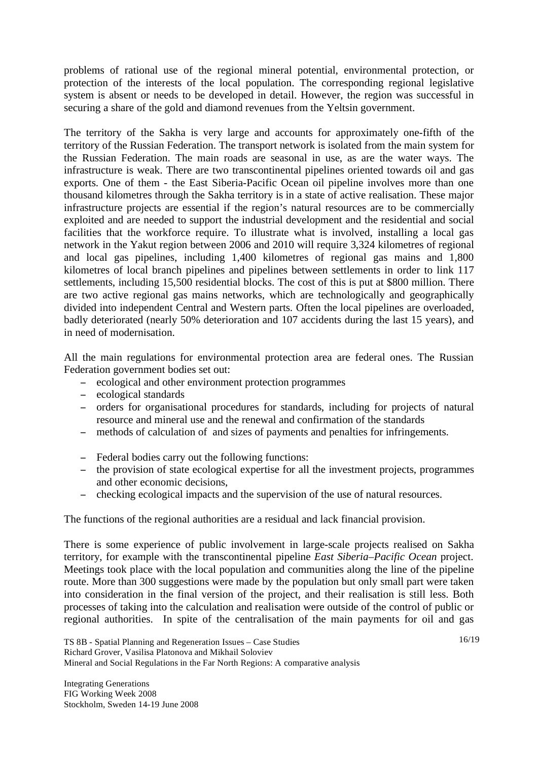problems of rational use of the regional mineral potential, environmental protection, or protection of the interests of the local population. The corresponding regional legislative system is absent or needs to be developed in detail. However, the region was successful in securing a share of the gold and diamond revenues from the Yeltsin government.

The territory of the Sakha is very large and accounts for approximately one-fifth of the territory of the Russian Federation. The transport network is isolated from the main system for the Russian Federation. The main roads are seasonal in use, as are the water ways. The infrastructure is weak. There are two transcontinental pipelines oriented towards oil and gas exports. One of them - the East Siberia-Pacific Ocean oil pipeline involves more than one thousand kilometres through the Sakha territory is in a state of active realisation. These major infrastructure projects are essential if the region's natural resources are to be commercially exploited and are needed to support the industrial development and the residential and social facilities that the workforce require. To illustrate what is involved, installing a local gas network in the Yakut region between 2006 and 2010 will require 3,324 kilometres of regional and local gas pipelines, including 1,400 kilometres of regional gas mains and 1,800 kilometres of local branch pipelines and pipelines between settlements in order to link 117 settlements, including 15,500 residential blocks. The cost of this is put at $800 million. There are two active regional gas mains networks, which are technologically and geographically divided into independent Central and Western parts. Often the local pipelines are overloaded, badly deteriorated (nearly 50% deterioration and 107 accidents during the last 15 years), and in need of modernisation.

All the main regulations for environmental protection area are federal ones. The Russian Federation government bodies set out:

- ecological and other environment protection programmes
- ecological standards
- orders for organisational procedures for standards, including for projects of natural resource and mineral use and the renewal and confirmation of the standards
- methods of calculation of and sizes of payments and penalties for infringements.

- Federal bodies carry out the following functions:
- the provision of state ecological expertise for all the investment projects, programmes and other economic decisions,
- checking ecological impacts and the supervision of the use of natural resources.

The functions of the regional authorities are a residual and lack financial provision.

There is some experience of public involvement in large-scale projects realised on Sakha territory, for example with the transcontinental pipeline *East Siberia–Pacific Ocean* project. Meetings took place with the local population and communities along the line of the pipeline route. More than 300 suggestions were made by the population but only small part were taken into consideration in the final version of the project, and their realisation is still less. Both processes of taking into the calculation and realisation were outside of the control of public or regional authorities. In spite of the centralisation of the main payments for oil and gas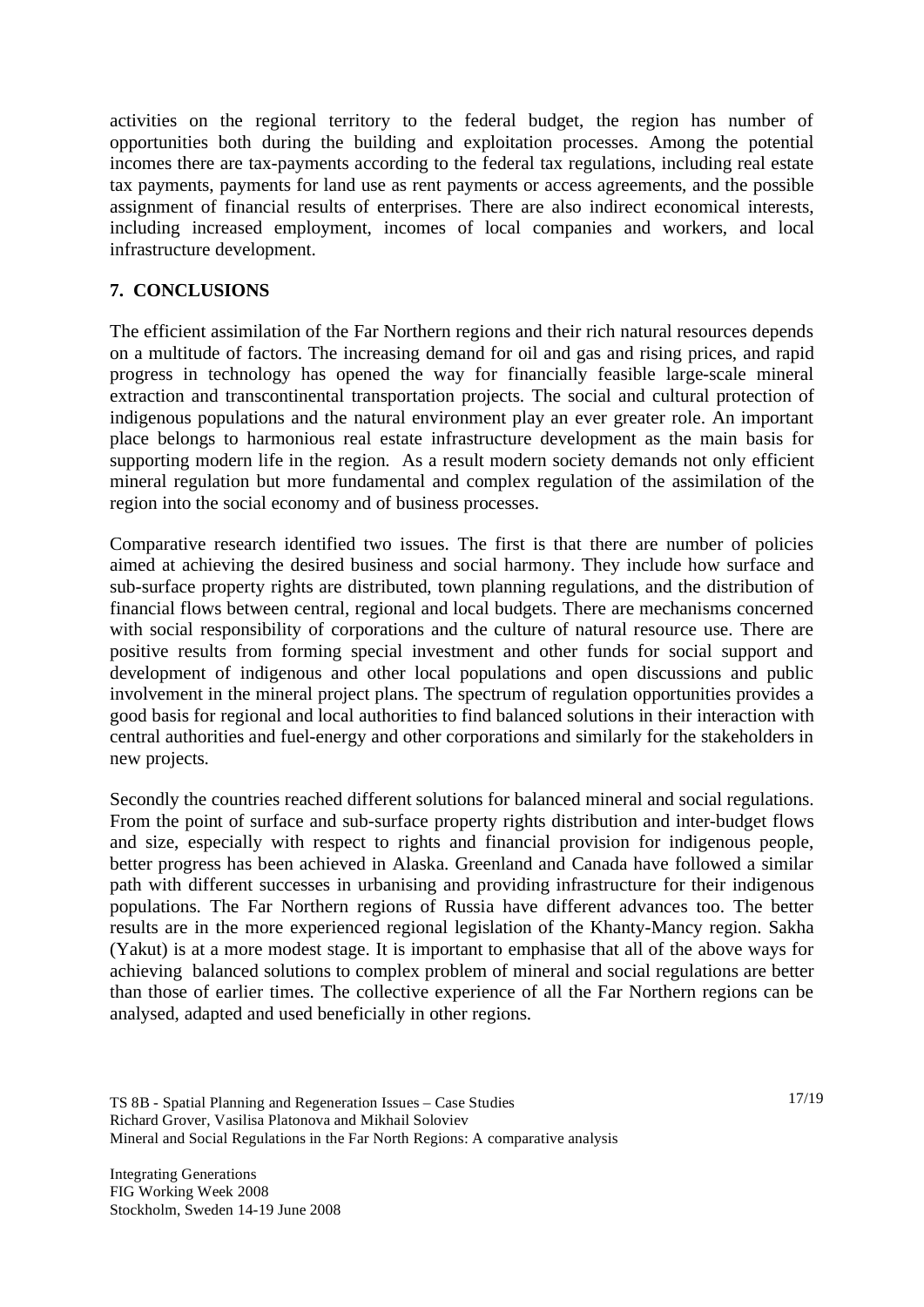activities on the regional territory to the federal budget, the region has number of opportunities both during the building and exploitation processes. Among the potential incomes there are tax-payments according to the federal tax regulations, including real estate tax payments, payments for land use as rent payments or access agreements, and the possible assignment of financial results of enterprises. There are also indirect economical interests, including increased employment, incomes of local companies and workers, and local infrastructure development.

## 7. CONCLUSIONS

The efficient assimilation of the Far Northern regions and their rich natural resources depends on a multitude of factors. The increasing demand for oil and gas and rising prices, and rapid progress in technology has opened the way for financially feasible large-scale mineral extraction and transcontinental transportation projects. The social and cultural protection of indigenous populations and the natural environment play an ever greater role. An important place belongs to harmonious real estate infrastructure development as the main basis for supporting modern life in the region. As a result modern society demands not only efficient mineral regulation but more fundamental and complex regulation of the assimilation of the region into the social economy and of business processes.

Comparative research identified two issues. The first is that there are number of policies aimed at achieving the desired business and social harmony. They include how surface and sub-surface property rights are distributed, town planning regulations, and the distribution of financial flows between central, regional and local budgets. There are mechanisms concerned with social responsibility of corporations and the culture of natural resource use. There are positive results from forming special investment and other funds for social support and development of indigenous and other local populations and open discussions and public involvement in the mineral project plans. The spectrum of regulation opportunities provides a good basis for regional and local authorities to find balanced solutions in their interaction with central authorities and fuel-energy and other corporations and similarly for the stakeholders in new projects.

Secondly the countries reached different solutions for balanced mineral and social regulations. From the point of surface and sub-surface property rights distribution and inter-budget flows and size, especially with respect to rights and financial provision for indigenous people, better progress has been achieved in Alaska. Greenland and Canada have followed a similar path with different successes in urbanising and providing infrastructure for their indigenous populations. The Far Northern regions of Russia have different advances too. The better results are in the more experienced regional legislation of the Khanty-Mancy region. Sakha (Yakut) is at a more modest stage. It is important to emphasise that all of the above ways for achieving balanced solutions to complex problem of mineral and social regulations are better than those of earlier times. The collective experience of all the Far Northern regions can be analysed, adapted and used beneficially in other regions.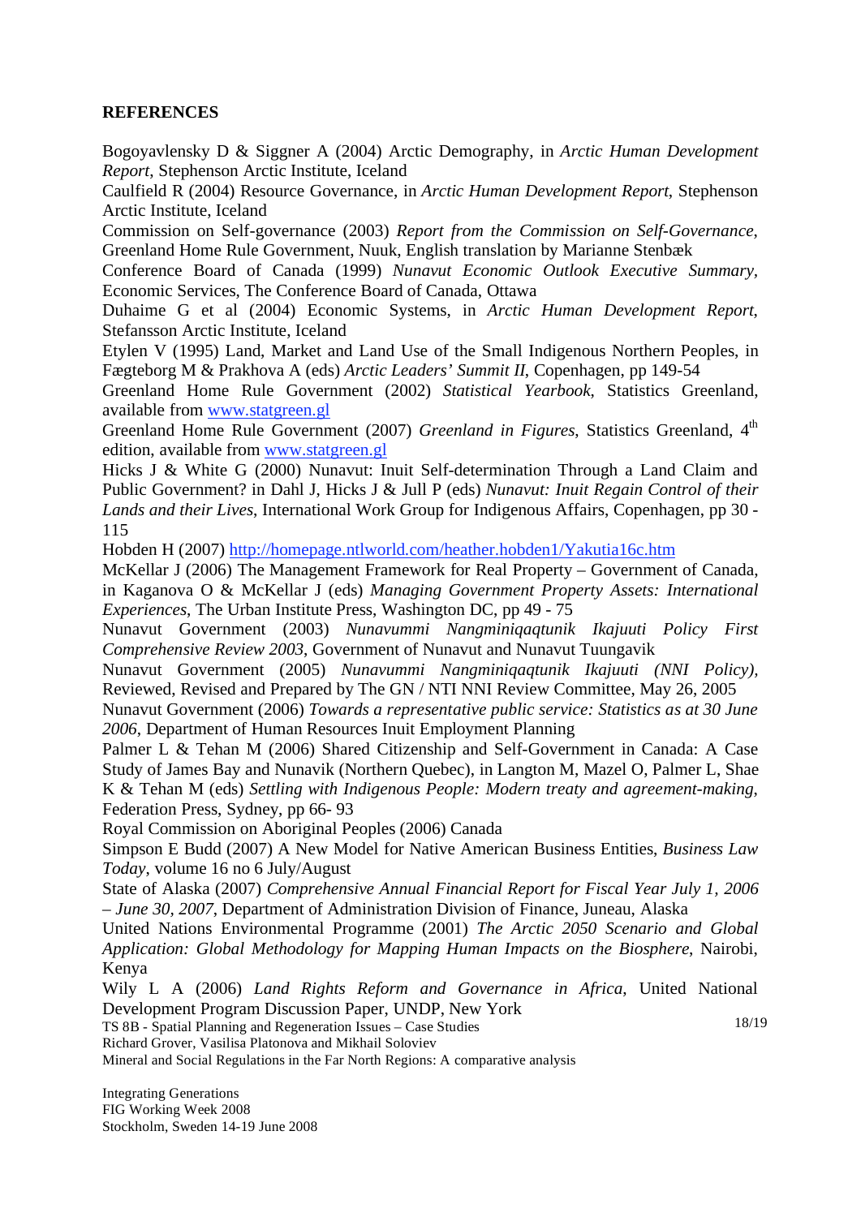**REFERENCES**

Bogoyavlensky D & Siggner A (2004) Arctic Demography, in *Arctic Human Development Report*, Stephenson Arctic Institute, Iceland

Caulfield R (2004) Resource Governance, in *Arctic Human Development Report*, Stephenson Arctic Institute, Iceland

Commission on Self-governance (2003) *Report from the Commission on Self-Governance*, Greenland Home Rule Government, Nuuk, English translation by Marianne Stenbæk

Conference Board of Canada (1999) *Nunavut Economic Outlook Executive Summary*, Economic Services, The Conference Board of Canada, Ottawa

Duhaime G et al (2004) Economic Systems, in *Arctic Human Development Report*, Stefansson Arctic Institute, Iceland

Etylen V (1995) Land, Market and Land Use of the Small Indigenous Northern Peoples, in Fægteborg M & Prakhova A (eds) *Arctic Leaders' Summit II*, Copenhagen, pp 149-54

Greenland Home Rule Government (2002) *Statistical Yearbook*, Statistics Greenland, available from www.statgreen.gl

Greenland Home Rule Government (2007) *Greenland in Figures*, Statistics Greenland, 4th edition, available from www.statgreen.gl

Hicks J & White G (2000) Nunavut: Inuit Self-determination Through a Land Claim and Public Government? in Dahl J, Hicks J & Jull P (eds) *Nunavut: Inuit Regain Control of their Lands and their Lives*, International Work Group for Indigenous Affairs, Copenhagen, pp 30 - 115

Hobden H (2007) http://homepage.ntlworld.com/heather.hobden1/Yakutia16c.htm

McKellar J (2006) The Management Framework for Real Property – Government of Canada, in Kaganova O & McKellar J (eds) *Managing Government Property Assets: International Experiences*, The Urban Institute Press, Washington DC, pp 49 - 75

Nunavut Government (2003) *Nunavummi Nangminiqaqtunik Ikajuuti Policy First Comprehensive Review 2003*, Government of Nunavut and Nunavut Tuungavik

Nunavut Government (2005) *Nunavummi Nangminiqaqtunik Ikajuuti (NNI Policy),* Reviewed, Revised and Prepared by The GN / NTI NNI Review Committee, May 26, 2005

Nunavut Government (2006) *Towards a representative public service: Statistics as at 30 June 2006*, Department of Human Resources Inuit Employment Planning

Palmer L & Tehan M (2006) Shared Citizenship and Self-Government in Canada: A Case Study of James Bay and Nunavik (Northern Quebec), in Langton M, Mazel O, Palmer L, Shae K & Tehan M (eds) *Settling with Indigenous People: Modern treaty and agreement-making*, Federation Press, Sydney, pp 66- 93

Royal Commission on Aboriginal Peoples (2006) Canada

Simpson E Budd (2007) A New Model for Native American Business Entities, *Business Law Today*, volume 16 no 6 July/August

State of Alaska (2007) *Comprehensive Annual Financial Report for Fiscal Year July 1, 2006 – June 30, 2007*, Department of Administration Division of Finance, Juneau, Alaska

United Nations Environmental Programme (2001) *The Arctic 2050 Scenario and Global Application: Global Methodology for Mapping Human Impacts on the Biosphere*, Nairobi, Kenya

Wily L A (2006) *Land Rights Reform and Governance in Africa*, United National Development Program Discussion Paper, UNDP, New York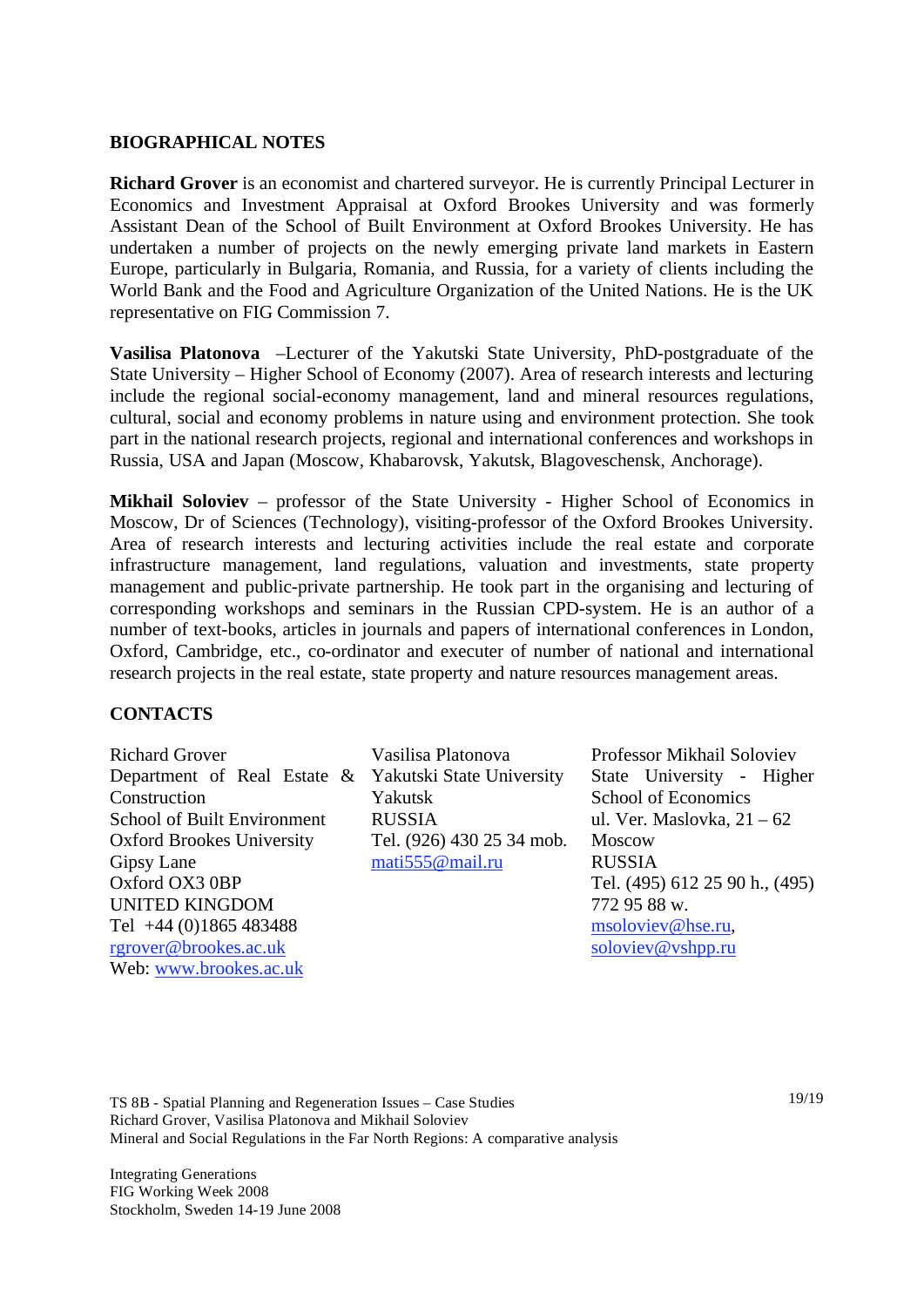## BIOGRAPHICAL NOTES

**Richard Grover** is an economist and chartered surveyor. He is currently Principal Lecturer in Economics and Investment Appraisal at Oxford Brookes University and was formerly Assistant Dean of the School of Built Environment at Oxford Brookes University. He has undertaken a number of projects on the newly emerging private land markets in Eastern Europe, particularly in Bulgaria, Romania, and Russia, for a variety of clients including the World Bank and the Food and Agriculture Organization of the United Nations. He is the UK representative on FIG Commission 7.

**Vasilisa Platonova** –Lecturer of the Yakutski State University, PhD-postgraduate of the State University – Higher School of Economy (2007). Area of research interests and lecturing include the regional social-economy management, land and mineral resources regulations, cultural, social and economy problems in nature using and environment protection. She took part in the national research projects, regional and international conferences and workshops in Russia, USA and Japan (Moscow, Khabarovsk, Yakutsk, Blagoveschensk, Anchorage).

**Mikhail Soloviev** – professor of the State University - Higher School of Economics in Moscow, Dr of Sciences (Technology), visiting-professor of the Oxford Brookes University. Area of research interests and lecturing activities include the real estate and corporate infrastructure management, land regulations, valuation and investments, state property management and public-private partnership. He took part in the organising and lecturing of corresponding workshops and seminars in the Russian CPD-system. He is an author of a number of text-books, articles in journals and papers of international conferences in London, Oxford, Cambridge, etc., co-ordinator and executer of number of national and international research projects in the real estate, state property and nature resources management areas.

## CONTACTS

Richard Grover
Department of Real Estate & Construction
School of Built Environment
Oxford Brookes University
Gipsy Lane
Oxford OX3 0BP
UNITED KINGDOM
Tel +44 (0)1865 483488
rgrover@brookes.ac.uk
Web: www.brookes.ac.uk

Vasilisa Platonova
Yakutski State University
Yakutsk
RUSSIA
Tel. (926) 430 25 34 mob.
mati555@mail.ru

Professor Mikhail Soloviev
State University - Higher School of Economics
ul. Ver. Maslovka, 21 – 62
Moscow
RUSSIA
Tel. (495) 612 25 90 h., (495) 772 95 88 w.
msoloviev@hse.ru,
soloviev@vshpp.ru